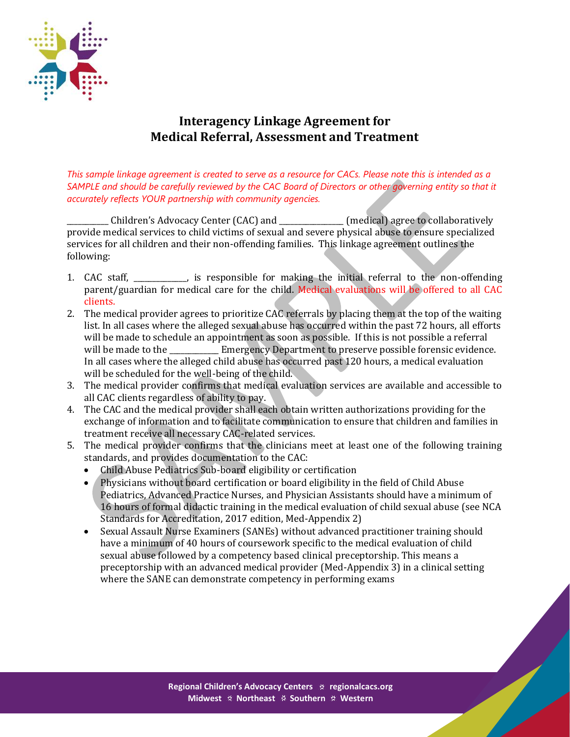# Interagency Linkage Agreement for Medical Referral, Assessment and Treatment

*This sample linkage agreement is created to serve as a resource for CACs. Please note this is intended as a SAMPLE and should be carefully reviewed by the CAC Board of Directors or other governing entity so that it accurately reflects YOUR partnership with community agencies.*

__________ Children's Advocacy Center (CAC) and _______________ (medical) agree to collaboratively provide medical services to child victims of sexual and severe physical abuse to ensure specialized services for all children and their non-offending families. This linkage agreement outlines the following:

1. CAC staff, ____________, is responsible for making the initial referral to the non-offending parent/guardian for medical care for the child. Medical evaluations will be offered to all CAC clients.
2. The medical provider agrees to prioritize CAC referrals by placing them at the top of the waiting list. In all cases where the alleged sexual abuse has occurred within the past 72 hours, all efforts will be made to schedule an appointment as soon as possible. If this is not possible a referral will be made to the ____________ Emergency Department to preserve possible forensic evidence. In all cases where the alleged child abuse has occurred past 120 hours, a medical evaluation will be scheduled for the well-being of the child.
3. The medical provider confirms that medical evaluation services are available and accessible to all CAC clients regardless of ability to pay.
4. The CAC and the medical provider shall each obtain written authorizations providing for the exchange of information and to facilitate communication to ensure that children and families in treatment receive all necessary CAC-related services.
5. The medical provider confirms that the clinicians meet at least one of the following training standards, and provides documentation to the CAC:
   - Child Abuse Pediatrics Sub-board eligibility or certification
   - Physicians without board certification or board eligibility in the field of Child Abuse Pediatrics, Advanced Practice Nurses, and Physician Assistants should have a minimum of 16 hours of formal didactic training in the medical evaluation of child sexual abuse (see NCA Standards for Accreditation, 2017 edition, Med-Appendix 2)
   - Sexual Assault Nurse Examiners (SANEs) without advanced practitioner training should have a minimum of 40 hours of coursework specific to the medical evaluation of child sexual abuse followed by a competency based clinical preceptorship. This means a preceptorship with an advanced medical provider (Med-Appendix 3) in a clinical setting where the SANE can demonstrate competency in performing exams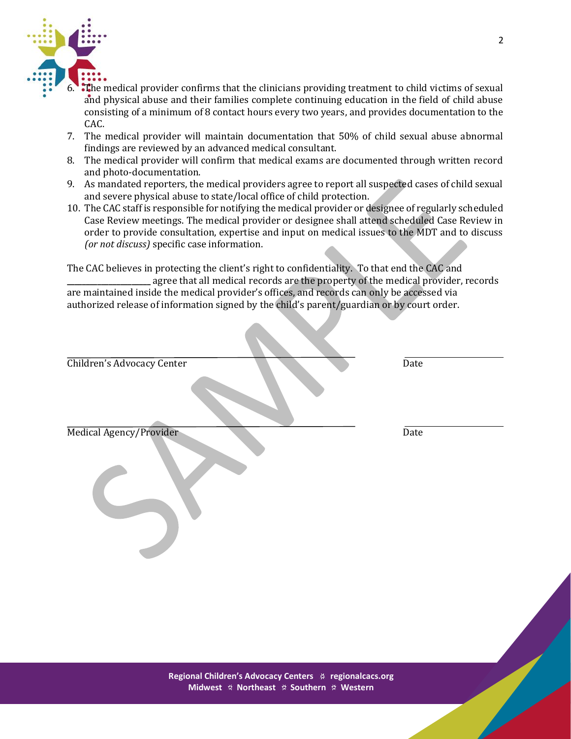6. The medical provider confirms that the clinicians providing treatment to child victims of sexual and physical abuse and their families complete continuing education in the field of child abuse consisting of a minimum of 8 contact hours every two years, and provides documentation to the CAC.
7. The medical provider will maintain documentation that 50% of child sexual abuse abnormal findings are reviewed by an advanced medical consultant.
8. The medical provider will confirm that medical exams are documented through written record and photo-documentation.
9. As mandated reporters, the medical providers agree to report all suspected cases of child sexual and severe physical abuse to state/local office of child protection.
10. The CAC staff is responsible for notifying the medical provider or designee of regularly scheduled Case Review meetings. The medical provider or designee shall attend scheduled Case Review in order to provide consultation, expertise and input on medical issues to the MDT and to discuss *(or not discuss)* specific case information.

The CAC believes in protecting the client's right to confidentiality. To end the CAC and ____________________ agree that all medical records are the property of the medical provider, records are maintained inside the medical provider's offices, and records can only be accessed via authorized release of information signed by the child's parent/guardian or by court order.

______________________________________________ ____________________

Children's Advocacy Center Date

______________________________________________ ____________________

Medical Agency/Provider Date